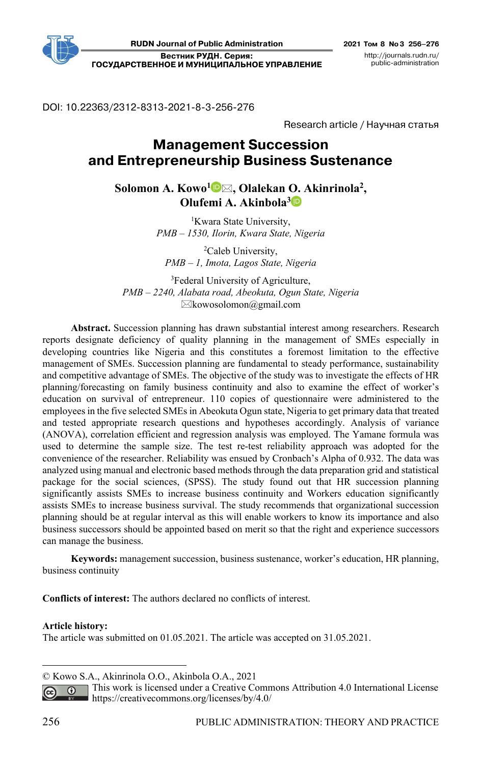DOI: 10.22363/2312-8313-2021-8-3-256-276

Research article / Научная статья

# Management Succession and Entrepreneurship Business Sustenance

**Solomon A. Kowo[1], Olalekan O. Akinrinola[2], Olufemi A. Akinbola[3]**

[1]Kwara State University,
*PMB – 1530, Ilorin, Kwara State, Nigeria*

[2]Caleb University,
*PMB – 1, Imota, Lagos State, Nigeria*

[3]Federal University of Agriculture,
*PMB – 2240, Alabata road, Abeokuta, Ogun State, Nigeria*
kowosolomon@gmail.com

**Abstract.** Succession planning has drawn substantial interest among researchers. Research reports designate deficiency of quality planning in the management of SMEs especially in developing countries like Nigeria and this constitutes a foremost limitation to the effective management of SMEs. Succession planning are fundamental to steady performance, sustainability and competitive advantage of SMEs. The objective of the study was to investigate the effects of HR planning/forecasting on family business continuity and also to examine the effect of worker's education on survival of entrepreneur. 110 copies of questionnaire were administered to the employees in the five selected SMEs in Abeokuta Ogun state, Nigeria to get primary data that treated and tested appropriate research questions and hypotheses accordingly. Analysis of variance (ANOVA), correlation efficient and regression analysis was employed. The Yamane formula was used to determine the sample size. The test re-test reliability approach was adopted for the convenience of the researcher. Reliability was ensued by Cronbach's Alpha of 0.932. The data was analyzed using manual and electronic based methods through the data preparation grid and statistical package for the social sciences, (SPSS). The study found out that HR succession planning significantly assists SMEs to increase business continuity and Workers education significantly assists SMEs to increase business survival. The study recommends that organizational succession planning should be at regular interval as this will enable workers to know its importance and also business successors should be appointed based on merit so that the right and experience successors can manage the business.

**Keywords:** management succession, business sustenance, worker's education, HR planning, business continuity

**Conflicts of interest:** The authors declared no conflicts of interest.

**Article history:**
The article was submitted on 01.05.2021. The article was accepted on 31.05.2021.

© Kowo S.A., Akinrinola O.O., Akinbola O.A., 2021
This work is licensed under a Creative Commons Attribution 4.0 International License https://creativecommons.org/licenses/by/4.0/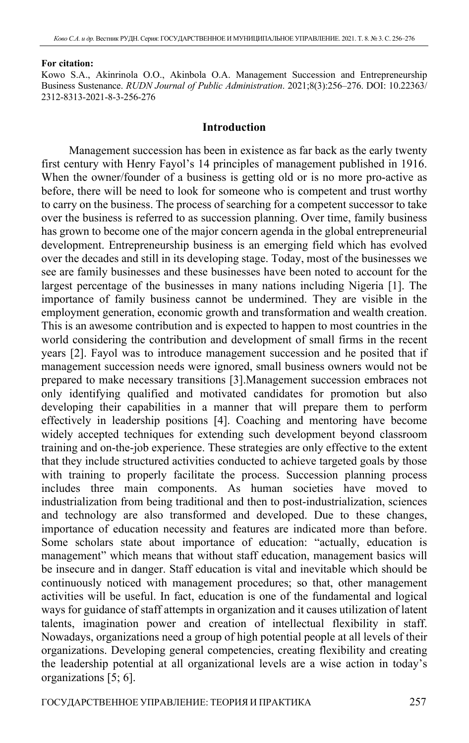**For citation:**

Kowo S.A., Akinrinola O.O., Akinbola O.A. Management Succession and Entrepreneurship Business Sustenance. *RUDN Journal of Public Administration*. 2021;8(3):256–276. DOI: 10.22363/2312-8313-2021-8-3-256-276

## Introduction

Management succession has been in existence as far back as the early twenty first century with Henry Fayol's 14 principles of management published in 1916. When the owner/founder of a business is getting old or is no more pro-active as before, there will be need to look for someone who is competent and trust worthy to carry on the business. The process of searching for a competent successor to take over the business is referred to as succession planning. Over time, family business has grown to become one of the major concern agenda in the global entrepreneurial development. Entrepreneurship business is an emerging field which has evolved over the decades and still in its developing stage. Today, most of the businesses we see are family businesses and these businesses have been noted to account for the largest percentage of the businesses in many nations including Nigeria [1]. The importance of family business cannot be undermined. They are visible in the employment generation, economic growth and transformation and wealth creation. This is an awesome contribution and is expected to happen to most countries in the world considering the contribution and development of small firms in the recent years [2]. Fayol was to introduce management succession and he posited that if management succession needs were ignored, small business owners would not be prepared to make necessary transitions [3].Management succession embraces not only identifying qualified and motivated candidates for promotion but also developing their capabilities in a manner that will prepare them to perform effectively in leadership positions [4]. Coaching and mentoring have become widely accepted techniques for extending such development beyond classroom training and on-the-job experience. These strategies are only effective to the extent that they include structured activities conducted to achieve targeted goals by those with training to properly facilitate the process. Succession planning process includes three main components. As human societies have moved to industrialization from being traditional and then to post-industrialization, sciences and technology are also transformed and developed. Due to these changes, importance of education necessity and features are indicated more than before. Some scholars state about importance of education: "actually, education is management" which means that without staff education, management basics will be insecure and in danger. Staff education is vital and inevitable which should be continuously noticed with management procedures; so that, other management activities will be useful. In fact, education is one of the fundamental and logical ways for guidance of staff attempts in organization and it causes utilization of latent talents, imagination power and creation of intellectual flexibility in staff. Nowadays, organizations need a group of high potential people at all levels of their organizations. Developing general competencies, creating flexibility and creating the leadership potential at all organizational levels are a wise action in today's organizations [5; 6].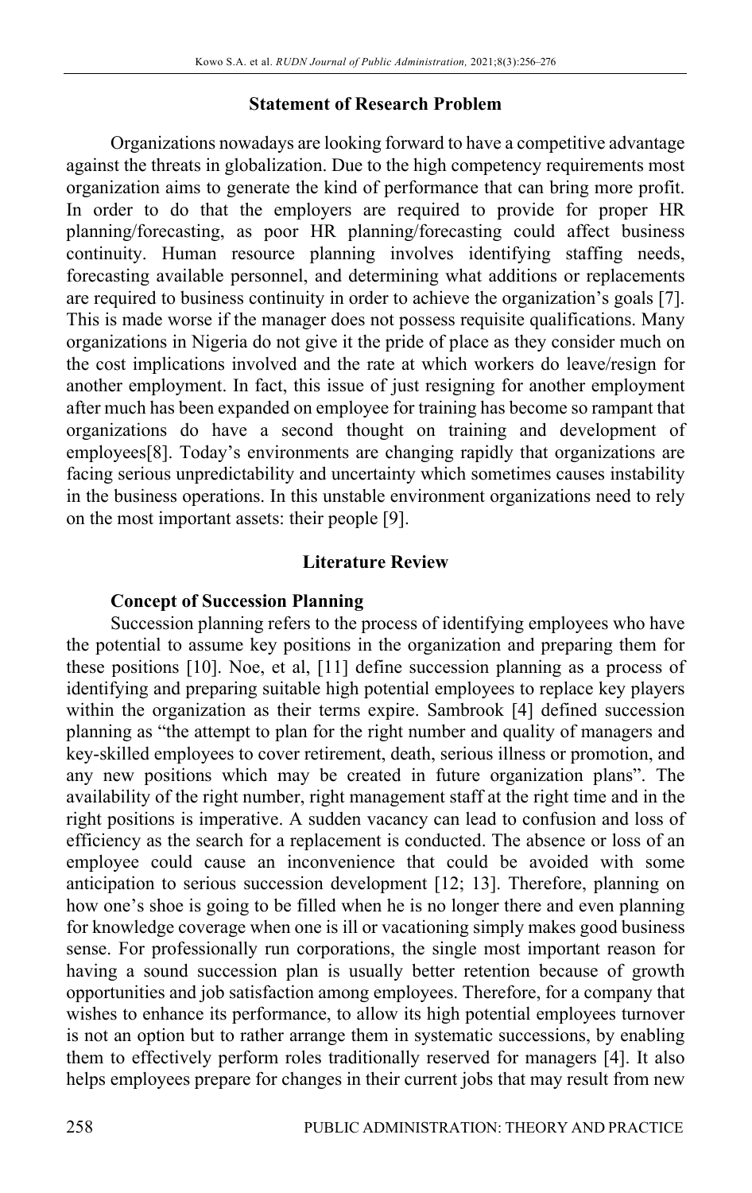## Statement of Research Problem

Organizations nowadays are looking forward to have a competitive advantage against the threats in globalization. Due to the high competency requirements most organization aims to generate the kind of performance that can bring more profit. In order to do that the employers are required to provide for proper HR planning/forecasting, as poor HR planning/forecasting could affect business continuity. Human resource planning involves identifying staffing needs, forecasting available personnel, and determining what additions or replacements are required to business continuity in order to achieve the organization's goals [7]. This is made worse if the manager does not possess requisite qualifications. Many organizations in Nigeria do not give it the pride of place as they consider much on the cost implications involved and the rate at which workers do leave/resign for another employment. In fact, this issue of just resigning for another employment after much has been expanded on employee for training has become so rampant that organizations do have a second thought on training and development of employees[8]. Today's environments are changing rapidly that organizations are facing serious unpredictability and uncertainty which sometimes causes instability in the business operations. In this unstable environment organizations need to rely on the most important assets: their people [9].

## Literature Review

### Concept of Succession Planning

Succession planning refers to the process of identifying employees who have the potential to assume key positions in the organization and preparing them for these positions [10]. Noe, et al, [11] define succession planning as a process of identifying and preparing suitable high potential employees to replace key players within the organization as their terms expire. Sambrook [4] defined succession planning as "the attempt to plan for the right number and quality of managers and key-skilled employees to cover retirement, death, serious illness or promotion, and any new positions which may be created in future organization plans". The availability of the right number, right management staff at the right time and in the right positions is imperative. A sudden vacancy can lead to confusion and loss of efficiency as the search for a replacement is conducted. The absence or loss of an employee could cause an inconvenience that could be avoided with some anticipation to serious succession development [12; 13]. Therefore, planning on how one's shoe is going to be filled when he is no longer there and even planning for knowledge coverage when one is ill or vacationing simply makes good business sense. For professionally run corporations, the single most important reason for having a sound succession plan is usually better retention because of growth opportunities and job satisfaction among employees. Therefore, for a company that wishes to enhance its performance, to allow its high potential employees turnover is not an option but to rather arrange them in systematic successions, by enabling them to effectively perform roles traditionally reserved for managers [4]. It also helps employees prepare for changes in their current jobs that may result from new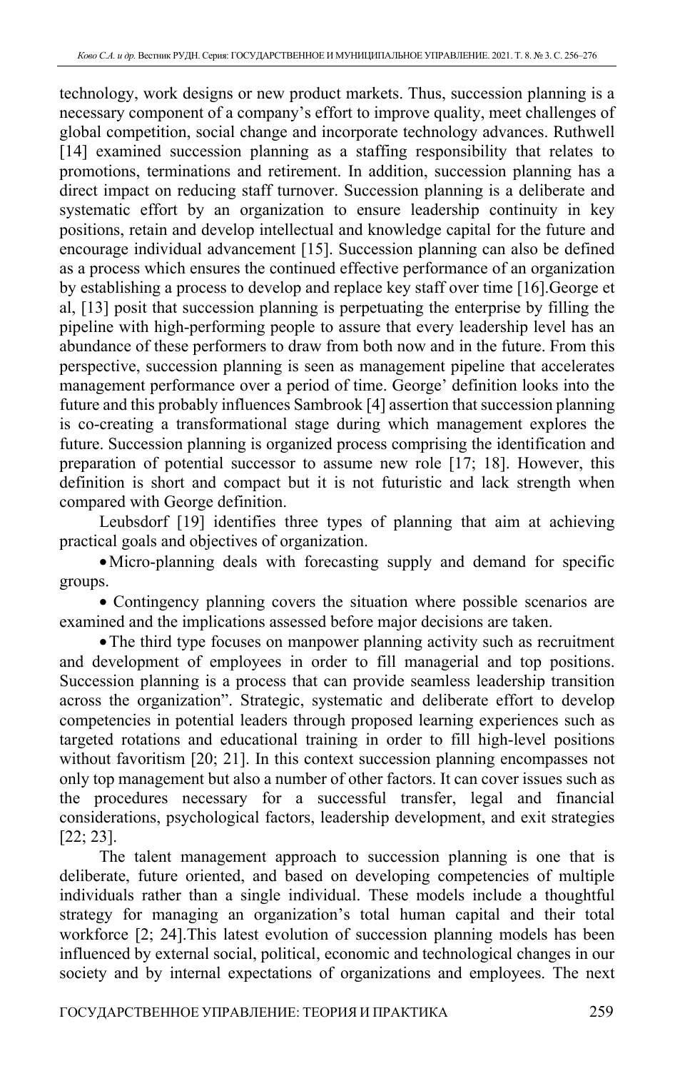technology, work designs or new product markets. Thus, succession planning is a necessary component of a company's effort to improve quality, meet challenges of global competition, social change and incorporate technology advances. Ruthwell [14] examined succession planning as a staffing responsibility that relates to promotions, terminations and retirement. In addition, succession planning has a direct impact on reducing staff turnover. Succession planning is a deliberate and systematic effort by an organization to ensure leadership continuity in key positions, retain and develop intellectual and knowledge capital for the future and encourage individual advancement [15]. Succession planning can also be defined as a process which ensures the continued effective performance of an organization by establishing a process to develop and replace key staff over time [16].George et al, [13] posit that succession planning is perpetuating the enterprise by filling the pipeline with high-performing people to assure that every leadership level has an abundance of these performers to draw from both now and in the future. From this perspective, succession planning is seen as management pipeline that accelerates management performance over a period of time. George' definition looks into the future and this probably influences Sambrook [4] assertion that succession planning is co-creating a transformational stage during which management explores the future. Succession planning is organized process comprising the identification and preparation of potential successor to assume new role [17; 18]. However, this definition is short and compact but it is not futuristic and lack strength when compared with George definition.

Leubsdorf [19] identifies three types of planning that aim at achieving practical goals and objectives of organization.

- Micro-planning deals with forecasting supply and demand for specific groups.
- Contingency planning covers the situation where possible scenarios are examined and the implications assessed before major decisions are taken.
- The third type focuses on manpower planning activity such as recruitment and development of employees in order to fill managerial and top positions. Succession planning is a process that can provide seamless leadership transition across the organization". Strategic, systematic and deliberate effort to develop competencies in potential leaders through proposed learning experiences such as targeted rotations and educational training in order to fill high-level positions without favoritism [20; 21]. In this context succession planning encompasses not only top management but also a number of other factors. It can cover issues such as the procedures necessary for a successful transfer, legal and financial considerations, psychological factors, leadership development, and exit strategies [22; 23].

The talent management approach to succession planning is one that is deliberate, future oriented, and based on developing competencies of multiple individuals rather than a single individual. These models include a thoughtful strategy for managing an organization's total human capital and their total workforce [2; 24].This latest evolution of succession planning models has been influenced by external social, political, economic and technological changes in our society and by internal expectations of organizations and employees. The next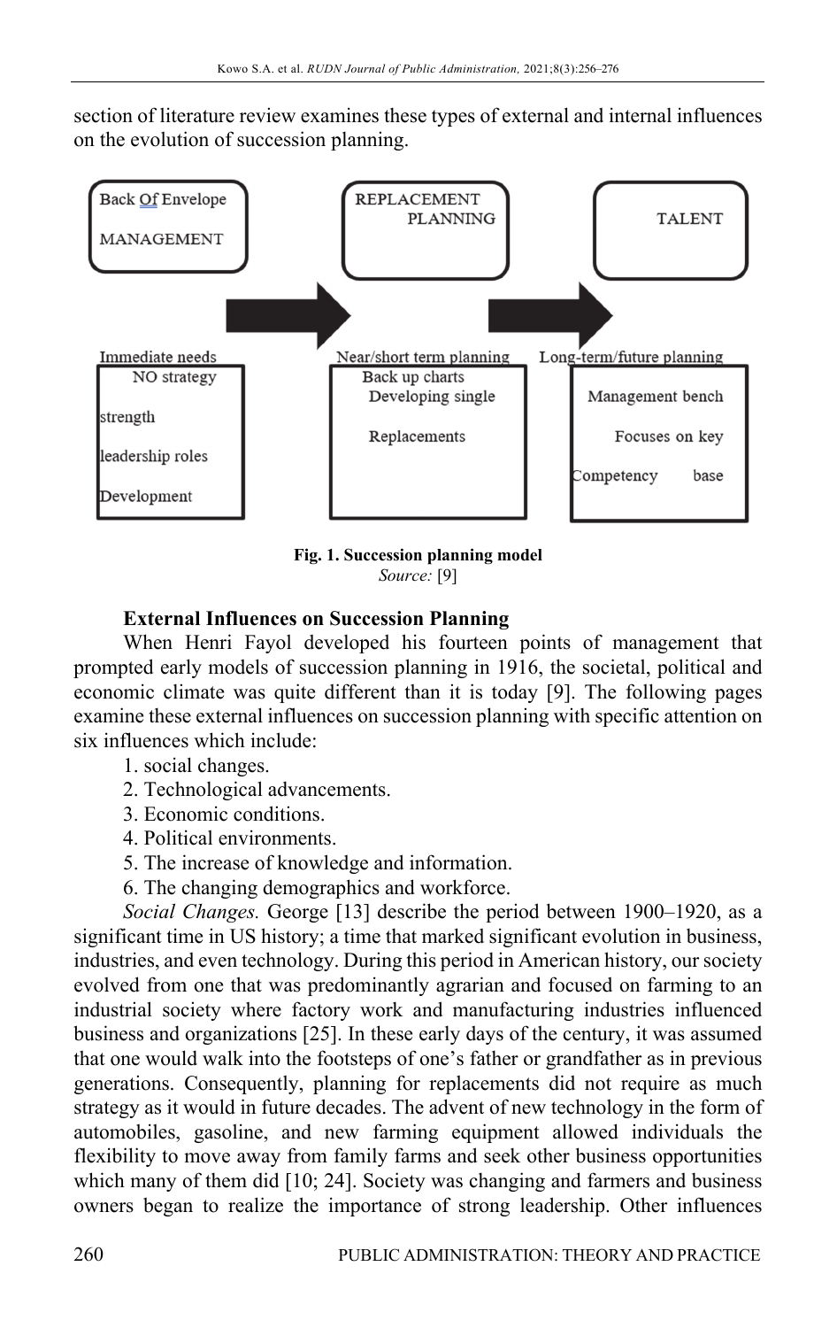section of literature review examines these types of external and internal influences on the evolution of succession planning.

| Back Of Envelope MANAGEMENT | REPLACEMENT PLANNING | TALENT |
|---|---|---|
| Immediate needs | Near/short term planning | Long-term/future planning |
| NO strategy<br>strength<br>leadership roles<br>Development | Back up charts<br>Developing single<br>Replacements | Management bench<br>Focuses on key<br>Competency base |

**Fig. 1. Succession planning model**
*Source:* [9]

### External Influences on Succession Planning

When Henri Fayol developed his fourteen points of management that prompted early models of succession planning in 1916, the societal, political and economic climate was quite different than it is today [9]. The following pages examine these external influences on succession planning with specific attention on six influences which include:

1. social changes.
2. Technological advancements.
3. Economic conditions.
4. Political environments.
5. The increase of knowledge and information.
6. The changing demographics and workforce.

*Social Changes.* George [13] describe the period between 1900–1920, as a significant time in US history; a time that marked significant evolution in business, industries, and even technology. During this period in American history, our society evolved from one that was predominantly agrarian and focused on farming to an industrial society where factory work and manufacturing industries influenced business and organizations [25]. In these early days of the century, it was assumed that one would walk into the footsteps of one's father or grandfather as in previous generations. Consequently, planning for replacements did not require as much strategy as it would in future decades. The advent of new technology in the form of automobiles, gasoline, and new farming equipment allowed individuals the flexibility to move away from family farms and seek other business opportunities which many of them did [10; 24]. Society was changing and farmers and business owners began to realize the importance of strong leadership. Other influences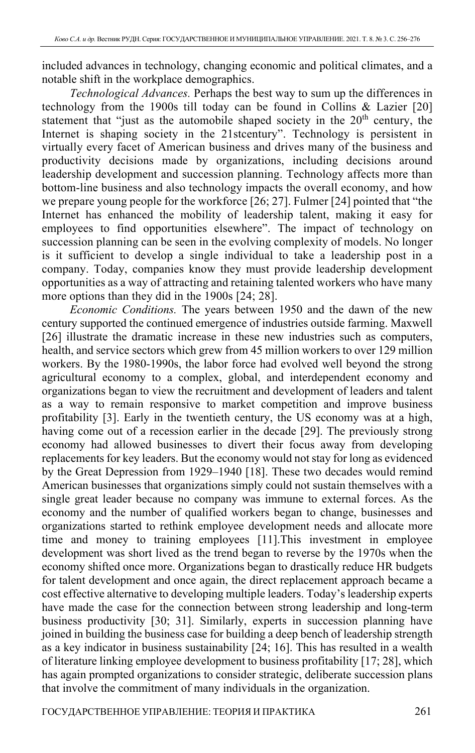included advances in technology, changing economic and political climates, and a notable shift in the workplace demographics.

*Technological Advances.* Perhaps the best way to sum up the differences in technology from the 1900s till today can be found in Collins & Lazier [20] statement that "just as the automobile shaped society in the 20th century, the Internet is shaping society in the 21stcentury". Technology is persistent in virtually every facet of American business and drives many of the business and productivity decisions made by organizations, including decisions around leadership development and succession planning. Technology affects more than bottom-line business and also technology impacts the overall economy, and how we prepare young people for the workforce [26; 27]. Fulmer [24] pointed that "the Internet has enhanced the mobility of leadership talent, making it easy for employees to find opportunities elsewhere". The impact of technology on succession planning can be seen in the evolving complexity of models. No longer is it sufficient to develop a single individual to take a leadership post in a company. Today, companies know they must provide leadership development opportunities as a way of attracting and retaining talented workers who have many more options than they did in the 1900s [24; 28].

*Economic Conditions.* The years between 1950 and the dawn of the new century supported the continued emergence of industries outside farming. Maxwell [26] illustrate the dramatic increase in these new industries such as computers, health, and service sectors which grew from 45 million workers to over 129 million workers. By the 1980-1990s, the labor force had evolved well beyond the strong agricultural economy to a complex, global, and interdependent economy and organizations began to view the recruitment and development of leaders and talent as a way to remain responsive to market competition and improve business profitability [3]. Early in the twentieth century, the US economy was at a high, having come out of a recession earlier in the decade [29]. The previously strong economy had allowed businesses to divert their focus away from developing replacements for key leaders. But the economy would not stay for long as evidenced by the Great Depression from 1929–1940 [18]. These two decades would remind American businesses that organizations simply could not sustain themselves with a single great leader because no company was immune to external forces. As the economy and the number of qualified workers began to change, businesses and organizations started to rethink employee development needs and allocate more time and money to training employees [11].This investment in employee development was short lived as the trend began to reverse by the 1970s when the economy shifted once more. Organizations began to drastically reduce HR budgets for talent development and once again, the direct replacement approach became a cost effective alternative to developing multiple leaders. Today's leadership experts have made the case for the connection between strong leadership and long-term business productivity [30; 31]. Similarly, experts in succession planning have joined in building the business case for building a deep bench of leadership strength as a key indicator in business sustainability [24; 16]. This has resulted in a wealth of literature linking employee development to business profitability [17; 28], which has again prompted organizations to consider strategic, deliberate succession plans that involve the commitment of many individuals in the organization.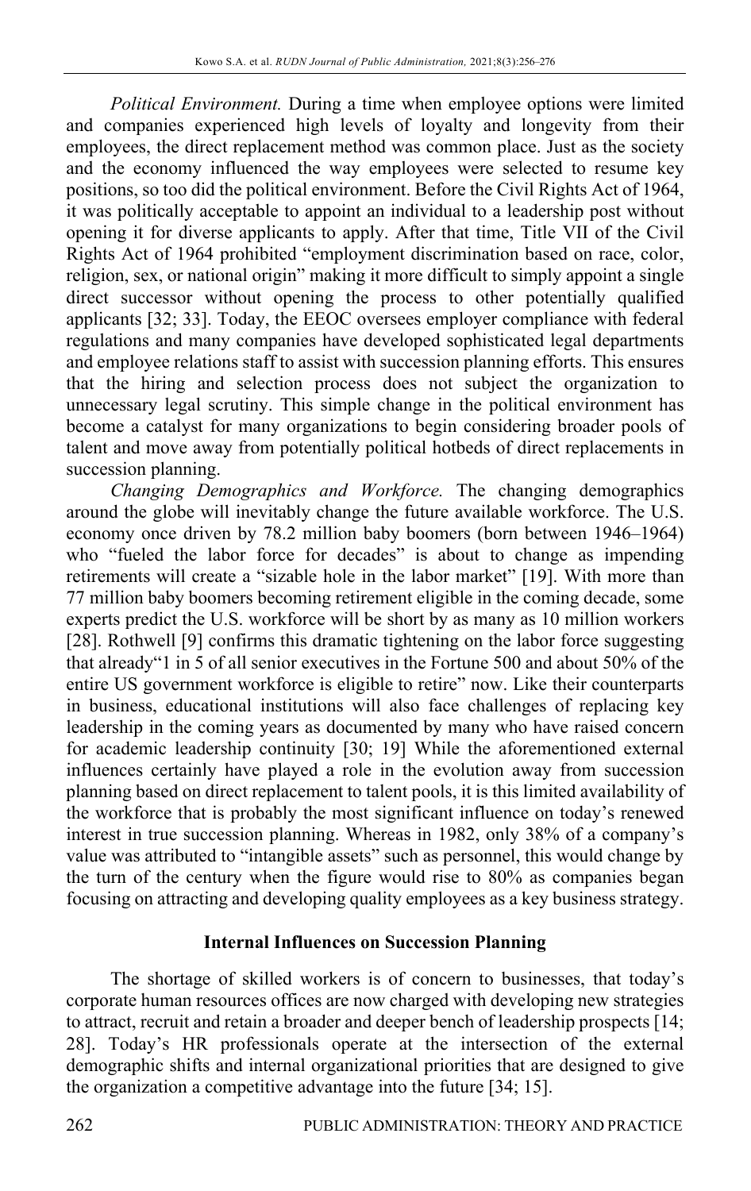*Political Environment.* During a time when employee options were limited and companies experienced high levels of loyalty and longevity from their employees, the direct replacement method was common place. Just as the society and the economy influenced the way employees were selected to resume key positions, so too did the political environment. Before the Civil Rights Act of 1964, it was politically acceptable to appoint an individual to a leadership post without opening it for diverse applicants to apply. After that time, Title VII of the Civil Rights Act of 1964 prohibited "employment discrimination based on race, color, religion, sex, or national origin" making it more difficult to simply appoint a single direct successor without opening the process to other potentially qualified applicants [32; 33]. Today, the EEOC oversees employer compliance with federal regulations and many companies have developed sophisticated legal departments and employee relations staff to assist with succession planning efforts. This ensures that the hiring and selection process does not subject the organization to unnecessary legal scrutiny. This simple change in the political environment has become a catalyst for many organizations to begin considering broader pools of talent and move away from potentially political hotbeds of direct replacements in succession planning.

*Changing Demographics and Workforce.* The changing demographics around the globe will inevitably change the future available workforce. The U.S. economy once driven by 78.2 million baby boomers (born between 1946–1964) who "fueled the labor force for decades" is about to change as impending retirements will create a "sizable hole in the labor market" [19]. With more than 77 million baby boomers becoming retirement eligible in the coming decade, some experts predict the U.S. workforce will be short by as many as 10 million workers [28]. Rothwell [9] confirms this dramatic tightening on the labor force suggesting that already"1 in 5 of all senior executives in the Fortune 500 and about 50% of the entire US government workforce is eligible to retire" now. Like their counterparts in business, educational institutions will also face challenges of replacing key leadership in the coming years as documented by many who have raised concern for academic leadership continuity [30; 19] While the aforementioned external influences certainly have played a role in the evolution away from succession planning based on direct replacement to talent pools, it is this limited availability of the workforce that is probably the most significant influence on today's renewed interest in true succession planning. Whereas in 1982, only 38% of a company's value was attributed to "intangible assets" such as personnel, this would change by the turn of the century when the figure would rise to 80% as companies began focusing on attracting and developing quality employees as a key business strategy.

## Internal Influences on Succession Planning

The shortage of skilled workers is of concern to businesses, that today's corporate human resources offices are now charged with developing new strategies to attract, recruit and retain a broader and deeper bench of leadership prospects [14; 28]. Today's HR professionals operate at the intersection of the external demographic shifts and internal organizational priorities that are designed to give the organization a competitive advantage into the future [34; 15].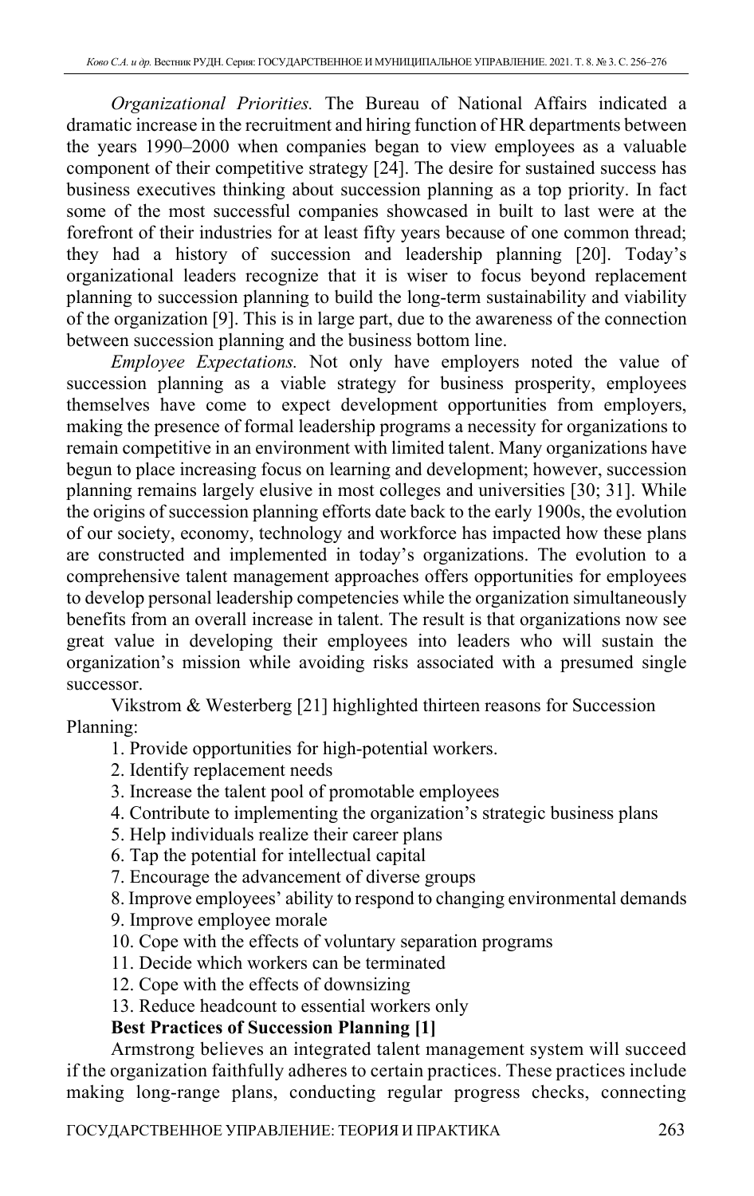*Organizational Priorities.* The Bureau of National Affairs indicated a dramatic increase in the recruitment and hiring function of HR departments between the years 1990–2000 when companies began to view employees as a valuable component of their competitive strategy [24]. The desire for sustained success has business executives thinking about succession planning as a top priority. In fact some of the most successful companies showcased in built to last were at the forefront of their industries for at least fifty years because of one common thread; they had a history of succession and leadership planning [20]. Today's organizational leaders recognize that it is wiser to focus beyond replacement planning to succession planning to build the long-term sustainability and viability of the organization [9]. This is in large part, due to the awareness of the connection between succession planning and the business bottom line.

*Employee Expectations.* Not only have employers noted the value of succession planning as a viable strategy for business prosperity, employees themselves have come to expect development opportunities from employers, making the presence of formal leadership programs a necessity for organizations to remain competitive in an environment with limited talent. Many organizations have begun to place increasing focus on learning and development; however, succession planning remains largely elusive in most colleges and universities [30; 31]. While the origins of succession planning efforts date back to the early 1900s, the evolution of our society, economy, technology and workforce has impacted how these plans are constructed and implemented in today's organizations. The evolution to a comprehensive talent management approaches offers opportunities for employees to develop personal leadership competencies while the organization simultaneously benefits from an overall increase in talent. The result is that organizations now see great value in developing their employees into leaders who will sustain the organization's mission while avoiding risks associated with a presumed single successor.

Vikstrom & Westerberg [21] highlighted thirteen reasons for Succession Planning:

1. Provide opportunities for high-potential workers.
2. Identify replacement needs
3. Increase the talent pool of promotable employees
4. Contribute to implementing the organization's strategic business plans
5. Help individuals realize their career plans
6. Tap the potential for intellectual capital
7. Encourage the advancement of diverse groups
8. Improve employees' ability to respond to changing environmental demands
9. Improve employee morale
10. Cope with the effects of voluntary separation programs
11. Decide which workers can be terminated
12. Cope with the effects of downsizing
13. Reduce headcount to essential workers only

**Best Practices of Succession Planning [1]**

Armstrong believes an integrated talent management system will succeed if the organization faithfully adheres to certain practices. These practices include making long-range plans, conducting regular progress checks, connecting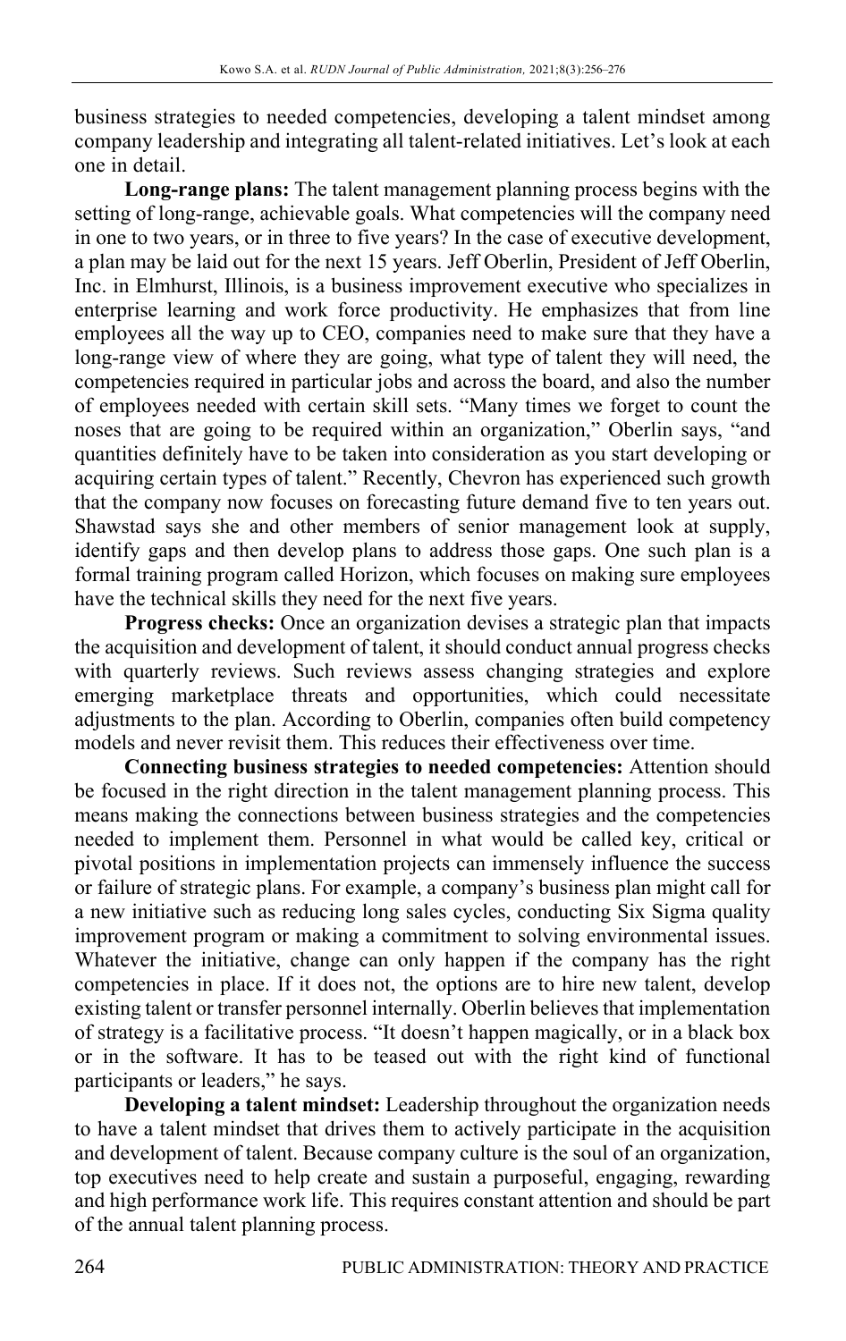business strategies to needed competencies, developing a talent mindset among company leadership and integrating all talent-related initiatives. Let's look at each one in detail.

**Long-range plans:** The talent management planning process begins with the setting of long-range, achievable goals. What competencies will the company need in one to two years, or in three to five years? In the case of executive development, a plan may be laid out for the next 15 years. Jeff Oberlin, President of Jeff Oberlin, Inc. in Elmhurst, Illinois, is a business improvement executive who specializes in enterprise learning and work force productivity. He emphasizes that from line employees all the way up to CEO, companies need to make sure that they have a long-range view of where they are going, what type of talent they will need, the competencies required in particular jobs and across the board, and also the number of employees needed with certain skill sets. "Many times we forget to count the noses that are going to be required within an organization," Oberlin says, "and quantities definitely have to be taken into consideration as you start developing or acquiring certain types of talent." Recently, Chevron has experienced such growth that the company now focuses on forecasting future demand five to ten years out. Shawstad says she and other members of senior management look at supply, identify gaps and then develop plans to address those gaps. One such plan is a formal training program called Horizon, which focuses on making sure employees have the technical skills they need for the next five years.

**Progress checks:** Once an organization devises a strategic plan that impacts the acquisition and development of talent, it should conduct annual progress checks with quarterly reviews. Such reviews assess changing strategies and explore emerging marketplace threats and opportunities, which could necessitate adjustments to the plan. According to Oberlin, companies often build competency models and never revisit them. This reduces their effectiveness over time.

**Connecting business strategies to needed competencies:** Attention should be focused in the right direction in the talent management planning process. This means making the connections between business strategies and the competencies needed to implement them. Personnel in what would be called key, critical or pivotal positions in implementation projects can immensely influence the success or failure of strategic plans. For example, a company's business plan might call for a new initiative such as reducing long sales cycles, conducting Six Sigma quality improvement program or making a commitment to solving environmental issues. Whatever the initiative, change can only happen if the company has the right competencies in place. If it does not, the options are to hire new talent, develop existing talent or transfer personnel internally. Oberlin believes that implementation of strategy is a facilitative process. "It doesn't happen magically, or in a black box or in the software. It has to be teased out with the right kind of functional participants or leaders," he says.

**Developing a talent mindset:** Leadership throughout the organization needs to have a talent mindset that drives them to actively participate in the acquisition and development of talent. Because company culture is the soul of an organization, top executives need to help create and sustain a purposeful, engaging, rewarding and high performance work life. This requires constant attention and should be part of the annual talent planning process.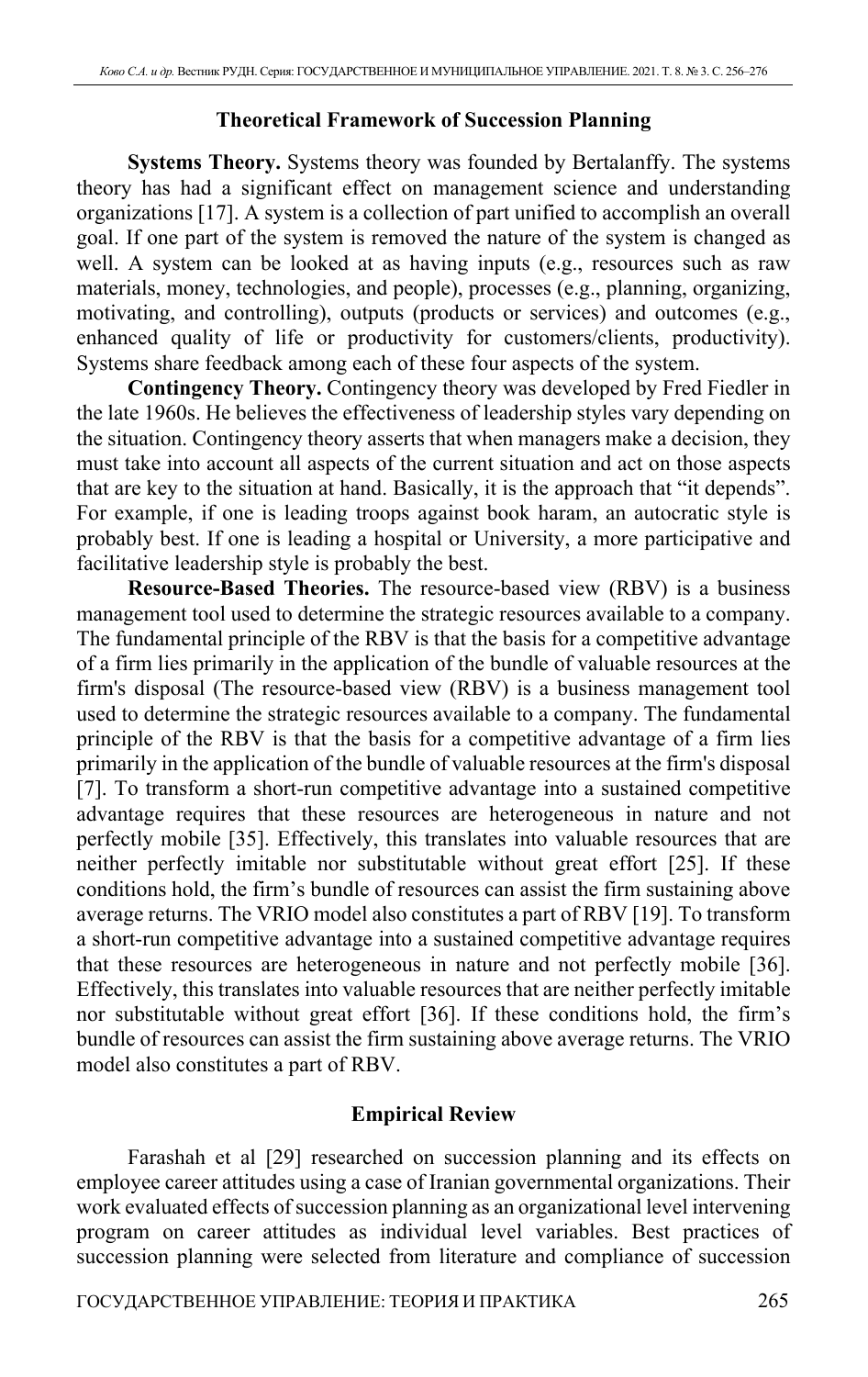## Theoretical Framework of Succession Planning

**Systems Theory.** Systems theory was founded by Bertalanffy. The systems theory has had a significant effect on management science and understanding organizations [17]. A system is a collection of part unified to accomplish an overall goal. If one part of the system is removed the nature of the system is changed as well. A system can be looked at as having inputs (e.g., resources such as raw materials, money, technologies, and people), processes (e.g., planning, organizing, motivating, and controlling), outputs (products or services) and outcomes (e.g., enhanced quality of life or productivity for customers/clients, productivity). Systems share feedback among each of these four aspects of the system.

**Contingency Theory.** Contingency theory was developed by Fred Fiedler in the late 1960s. He believes the effectiveness of leadership styles vary depending on the situation. Contingency theory asserts that when managers make a decision, they must take into account all aspects of the current situation and act on those aspects that are key to the situation at hand. Basically, it is the approach that "it depends". For example, if one is leading troops against book haram, an autocratic style is probably best. If one is leading a hospital or University, a more participative and facilitative leadership style is probably the best.

**Resource-Based Theories.** The resource-based view (RBV) is a business management tool used to determine the strategic resources available to a company. The fundamental principle of the RBV is that the basis for a competitive advantage of a firm lies primarily in the application of the bundle of valuable resources at the firm's disposal (The resource-based view (RBV) is a business management tool used to determine the strategic resources available to a company. The fundamental principle of the RBV is that the basis for a competitive advantage of a firm lies primarily in the application of the bundle of valuable resources at the firm's disposal [7]. To transform a short-run competitive advantage into a sustained competitive advantage requires that these resources are heterogeneous in nature and not perfectly mobile [35]. Effectively, this translates into valuable resources that are neither perfectly imitable nor substitutable without great effort [25]. If these conditions hold, the firm's bundle of resources can assist the firm sustaining above average returns. The VRIO model also constitutes a part of RBV [19]. To transform a short-run competitive advantage into a sustained competitive advantage requires that these resources are heterogeneous in nature and not perfectly mobile [36]. Effectively, this translates into valuable resources that are neither perfectly imitable nor substitutable without great effort [36]. If these conditions hold, the firm's bundle of resources can assist the firm sustaining above average returns. The VRIO model also constitutes a part of RBV.

## Empirical Review

Farashah et al [29] researched on succession planning and its effects on employee career attitudes using a case of Iranian governmental organizations. Their work evaluated effects of succession planning as an organizational level intervening program on career attitudes as individual level variables. Best practices of succession planning were selected from literature and compliance of succession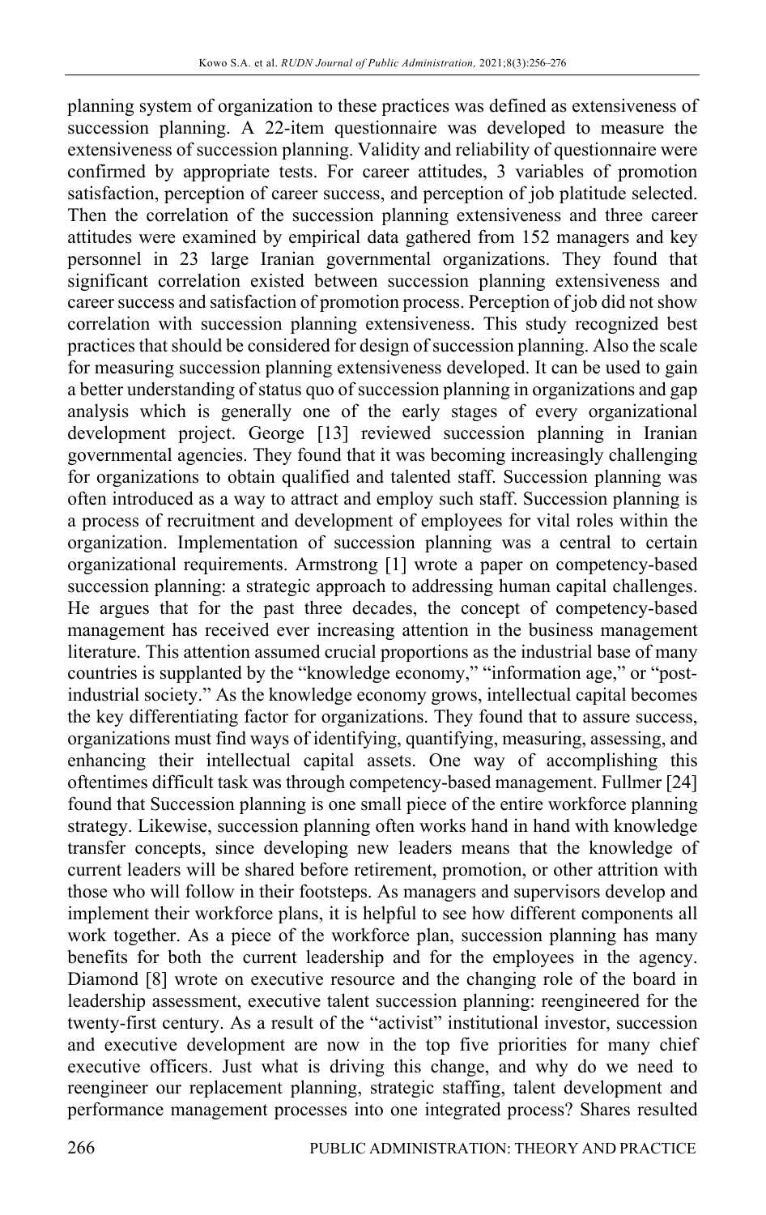planning system of organization to these practices was defined as extensiveness of succession planning. A 22-item questionnaire was developed to measure the extensiveness of succession planning. Validity and reliability of questionnaire were confirmed by appropriate tests. For career attitudes, 3 variables of promotion satisfaction, perception of career success, and perception of job platitude selected. Then the correlation of the succession planning extensiveness and three career attitudes were examined by empirical data gathered from 152 managers and key personnel in 23 large Iranian governmental organizations. They found that significant correlation existed between succession planning extensiveness and career success and satisfaction of promotion process. Perception of job did not show correlation with succession planning extensiveness. This study recognized best practices that should be considered for design of succession planning. Also the scale for measuring succession planning extensiveness developed. It can be used to gain a better understanding of status quo of succession planning in organizations and gap analysis which is generally one of the early stages of every organizational development project. George [13] reviewed succession planning in Iranian governmental agencies. They found that it was becoming increasingly challenging for organizations to obtain qualified and talented staff. Succession planning was often introduced as a way to attract and employ such staff. Succession planning is a process of recruitment and development of employees for vital roles within the organization. Implementation of succession planning was a central to certain organizational requirements. Armstrong [1] wrote a paper on competency-based succession planning: a strategic approach to addressing human capital challenges. He argues that for the past three decades, the concept of competency-based management has received ever increasing attention in the business management literature. This attention assumed crucial proportions as the industrial base of many countries is supplanted by the "knowledge economy," "information age," or "post-industrial society." As the knowledge economy grows, intellectual capital becomes the key differentiating factor for organizations. They found that to assure success, organizations must find ways of identifying, quantifying, measuring, assessing, and enhancing their intellectual capital assets. One way of accomplishing this oftentimes difficult task was through competency-based management. Fullmer [24] found that Succession planning is one small piece of the entire workforce planning strategy. Likewise, succession planning often works hand in hand with knowledge transfer concepts, since developing new leaders means that the knowledge of current leaders will be shared before retirement, promotion, or other attrition with those who will follow in their footsteps. As managers and supervisors develop and implement their workforce plans, it is helpful to see how different components all work together. As a piece of the workforce plan, succession planning has many benefits for both the current leadership and for the employees in the agency. Diamond [8] wrote on executive resource and the changing role of the board in leadership assessment, executive talent succession planning: reengineered for the twenty-first century. As a result of the "activist" institutional investor, succession and executive development are now in the top five priorities for many chief executive officers. Just what is driving this change, and why do we need to reengineer our replacement planning, strategic staffing, talent development and performance management processes into one integrated process? Shares resulted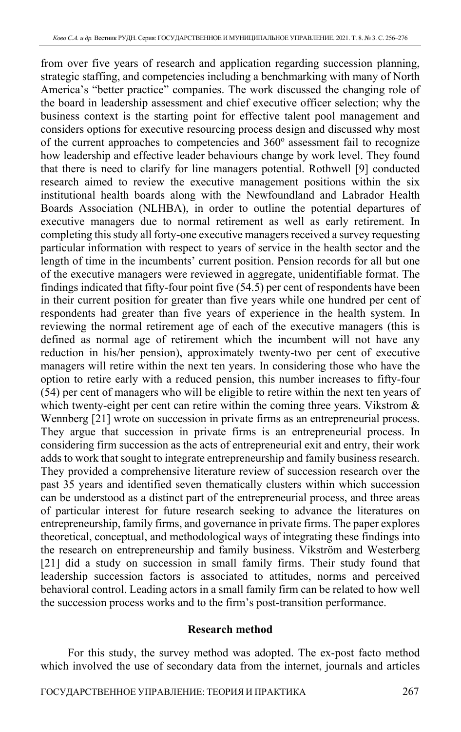from over five years of research and application regarding succession planning, strategic staffing, and competencies including a benchmarking with many of North America's "better practice" companies. The work discussed the changing role of the board in leadership assessment and chief executive officer selection; why the business context is the starting point for effective talent pool management and considers options for executive resourcing process design and discussed why most of the current approaches to competencies and 360º assessment fail to recognize how leadership and effective leader behaviours change by work level. They found that there is need to clarify for line managers potential. Rothwell [9] conducted research aimed to review the executive management positions within the six institutional health boards along with the Newfoundland and Labrador Health Boards Association (NLHBA), in order to outline the potential departures of executive managers due to normal retirement as well as early retirement. In completing this study all forty-one executive managers received a survey requesting particular information with respect to years of service in the health sector and the length of time in the incumbents' current position. Pension records for all but one of the executive managers were reviewed in aggregate, unidentifiable format. The findings indicated that fifty-four point five (54.5) per cent of respondents have been in their current position for greater than five years while one hundred per cent of respondents had greater than five years of experience in the health system. In reviewing the normal retirement age of each of the executive managers (this is defined as normal age of retirement which the incumbent will not have any reduction in his/her pension), approximately twenty-two per cent of executive managers will retire within the next ten years. In considering those who have the option to retire early with a reduced pension, this number increases to fifty-four (54) per cent of managers who will be eligible to retire within the next ten years of which twenty-eight per cent can retire within the coming three years. Vikstrom & Wennberg [21] wrote on succession in private firms as an entrepreneurial process. They argue that succession in private firms is an entrepreneurial process. In considering firm succession as the acts of entrepreneurial exit and entry, their work adds to work that sought to integrate entrepreneurship and family business research. They provided a comprehensive literature review of succession research over the past 35 years and identified seven thematically clusters within which succession can be understood as a distinct part of the entrepreneurial process, and three areas of particular interest for future research seeking to advance the literatures on entrepreneurship, family firms, and governance in private firms. The paper explores theoretical, conceptual, and methodological ways of integrating these findings into the research on entrepreneurship and family business. Vikström and Westerberg [21] did a study on succession in small family firms. Their study found that leadership succession factors is associated to attitudes, norms and perceived behavioral control. Leading actors in a small family firm can be related to how well the succession process works and to the firm's post-transition performance.

## Research method

For this study, the survey method was adopted. The ex-post facto method which involved the use of secondary data from the internet, journals and articles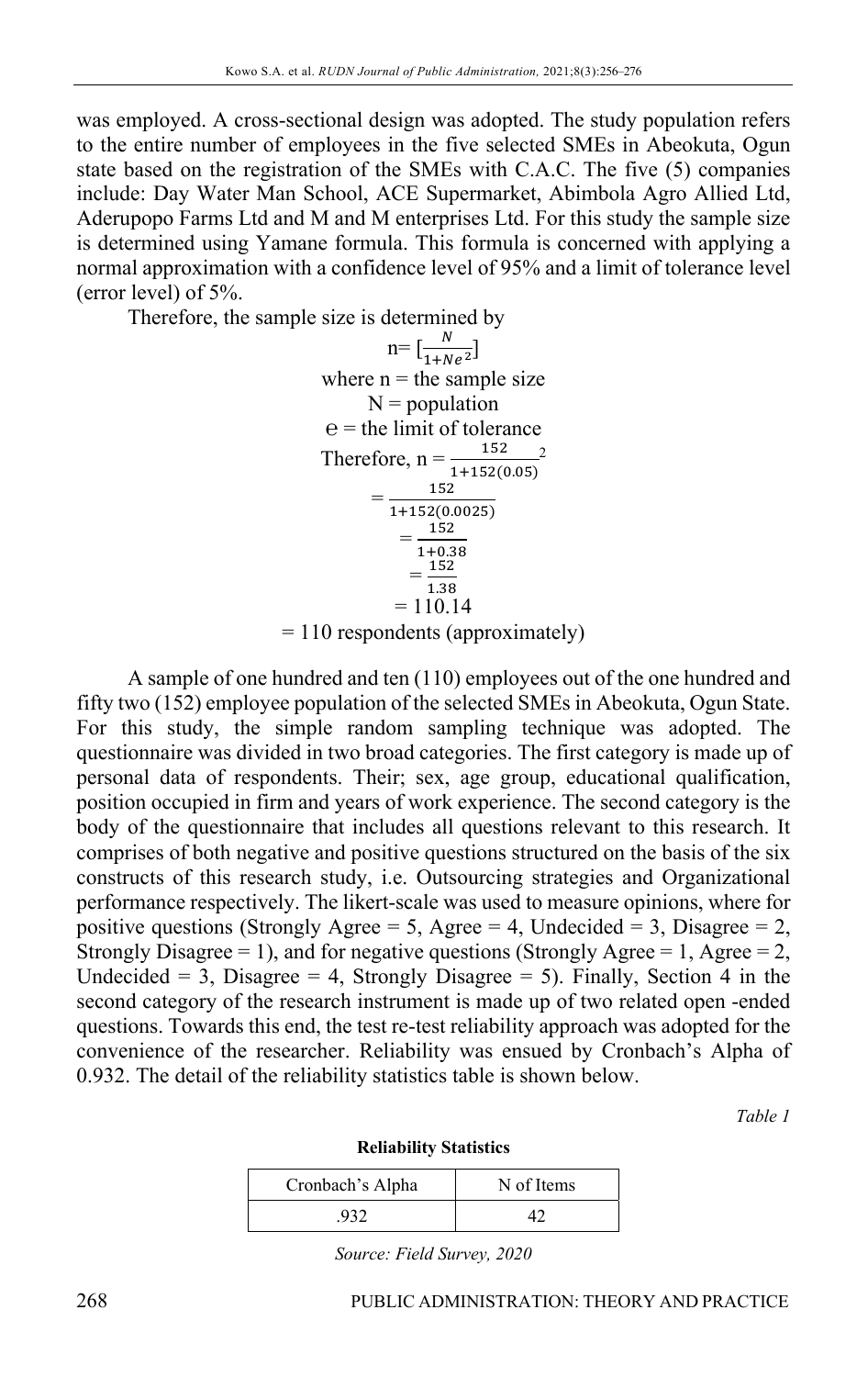was employed. A cross-sectional design was adopted. The study population refers to the entire number of employees in the five selected SMEs in Abeokuta, Ogun state based on the registration of the SMEs with C.A.C. The five (5) companies include: Day Water Man School, ACE Supermarket, Abimbola Agro Allied Ltd, Aderupopo Farms Ltd and M and M enterprises Ltd. For this study the sample size is determined using Yamane formula. This formula is concerned with applying a normal approximation with a confidence level of 95% and a limit of tolerance level (error level) of 5%.

Therefore, the sample size is determined by

$$n= [\frac{N}{1+Ne^2}]$$

where n = the sample size

N = population

e = the limit of tolerance

$$\text{Therefore, } n = \frac{152}{1+152(0.05)}{}^2$$

$$= \frac{152}{1+152(0.0025)}$$

$$= \frac{152}{1+0.38}$$

$$= \frac{152}{1.38}$$

$$= 110.14$$

= 110 respondents (approximately)

A sample of one hundred and ten (110) employees out of the one hundred and fifty two (152) employee population of the selected SMEs in Abeokuta, Ogun State. For this study, the simple random sampling technique was adopted. The questionnaire was divided in two broad categories. The first category is made up of personal data of respondents. Their; sex, age group, educational qualification, position occupied in firm and years of work experience. The second category is the body of the questionnaire that includes all questions relevant to this research. It comprises of both negative and positive questions structured on the basis of the six constructs of this research study, i.e. Outsourcing strategies and Organizational performance respectively. The likert-scale was used to measure opinions, where for positive questions (Strongly Agree = 5, Agree = 4, Undecided = 3, Disagree = 2, Strongly Disagree = 1), and for negative questions (Strongly Agree = 1, Agree = 2, Undecided = 3, Disagree = 4, Strongly Disagree = 5). Finally, Section 4 in the second category of the research instrument is made up of two related open -ended questions. Towards this end, the test re-test reliability approach was adopted for the convenience of the researcher. Reliability was ensued by Cronbach's Alpha of 0.932. The detail of the reliability statistics table is shown below.

*Table 1*

**Reliability Statistics**

| Cronbach's Alpha | N of Items |
|---|---|
| .932 | 42 |

*Source: Field Survey, 2020*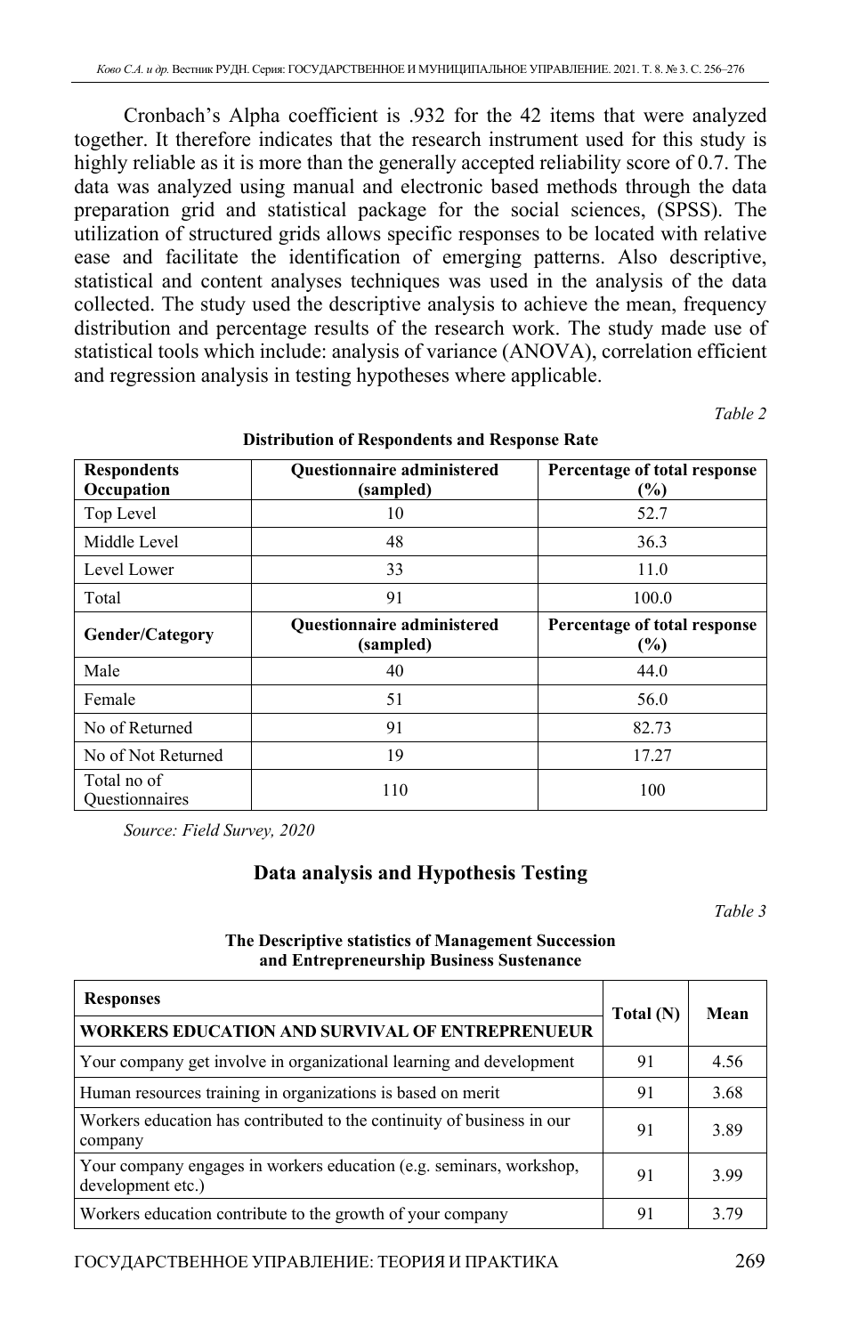Cronbach's Alpha coefficient is .932 for the 42 items that were analyzed together. It therefore indicates that the research instrument used for this study is highly reliable as it is more than the generally accepted reliability score of 0.7. The data was analyzed using manual and electronic based methods through the data preparation grid and statistical package for the social sciences, (SPSS). The utilization of structured grids allows specific responses to be located with relative ease and facilitate the identification of emerging patterns. Also descriptive, statistical and content analyses techniques was used in the analysis of the data collected. The study used the descriptive analysis to achieve the mean, frequency distribution and percentage results of the research work. The study made use of statistical tools which include: analysis of variance (ANOVA), correlation efficient and regression analysis in testing hypotheses where applicable.

*Table 2*

**Distribution of Respondents and Response Rate**

| Respondents Occupation | Questionnaire administered (sampled) | Percentage of total response (%) |
|---|---|---|
| Top Level | 10 | 52.7 |
| Middle Level | 48 | 36.3 |
| Level Lower | 33 | 11.0 |
| Total | 91 | 100.0 |
| **Gender/Category** | **Questionnaire administered (sampled)** | **Percentage of total response (%)** |
| Male | 40 | 44.0 |
| Female | 51 | 56.0 |
| No of Returned | 91 | 82.73 |
| No of Not Returned | 19 | 17.27 |
| Total no of Questionnaires | 110 | 100 |

*Source: Field Survey, 2020*

## Data analysis and Hypothesis Testing

*Table 3*

**The Descriptive statistics of Management Succession and Entrepreneurship Business Sustenance**

| Responses | Total (N) | Mean |
|---|---|---|
| **WORKERS EDUCATION AND SURVIVAL OF ENTREPRENUEUR** | | |
| Your company get involve in organizational learning and development | 91 | 4.56 |
| Human resources training in organizations is based on merit | 91 | 3.68 |
| Workers education has contributed to the continuity of business in our company | 91 | 3.89 |
| Your company engages in workers education (e.g. seminars, workshop, development etc.) | 91 | 3.99 |
| Workers education contribute to the growth of your company | 91 | 3.79 |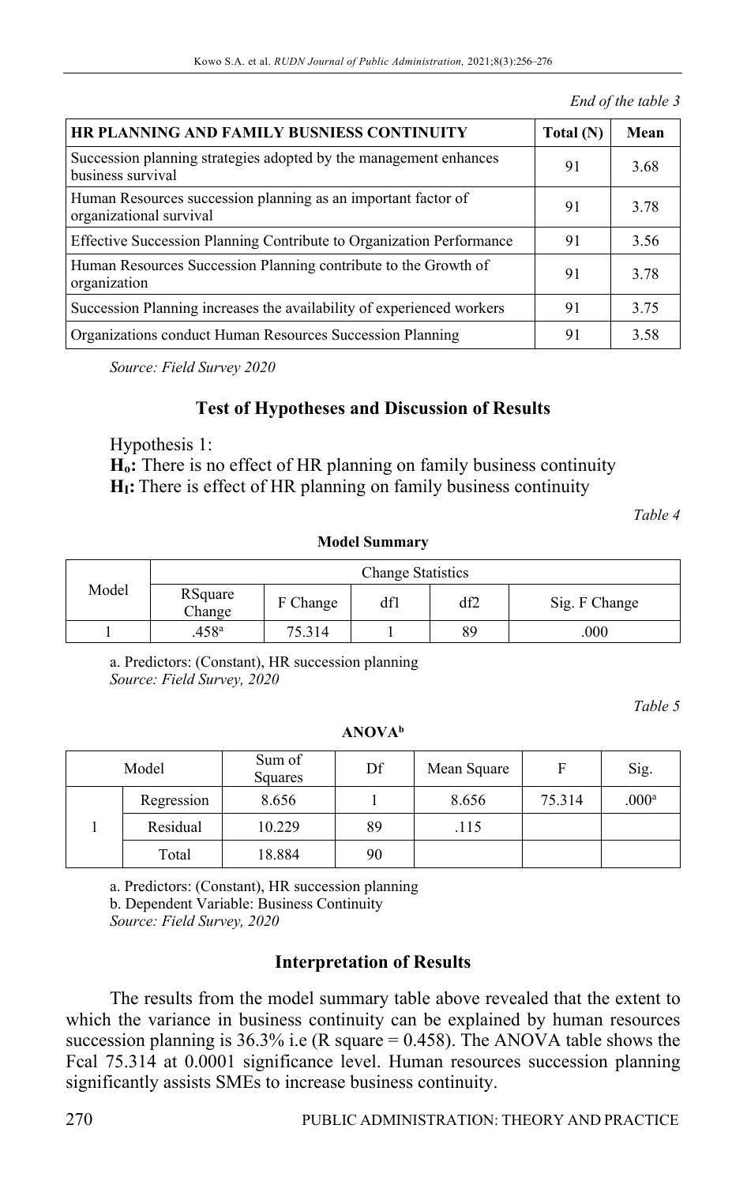*End of the table 3*

| HR PLANNING AND FAMILY BUSNIESS CONTINUITY | Total (N) | Mean |
|---|---|---|
| Succession planning strategies adopted by the management enhances business survival | 91 | 3.68 |
| Human Resources succession planning as an important factor of organizational survival | 91 | 3.78 |
| Effective Succession Planning Contribute to Organization Performance | 91 | 3.56 |
| Human Resources Succession Planning contribute to the Growth of organization | 91 | 3.78 |
| Succession Planning increases the availability of experienced workers | 91 | 3.75 |
| Organizations conduct Human Resources Succession Planning | 91 | 3.58 |

*Source: Field Survey 2020*

## Test of Hypotheses and Discussion of Results

Hypothesis 1:

$H_o$**:** There is no effect of HR planning on family business continuity

$H_I$**:** There is effect of HR planning on family business continuity

*Table 4*

**Model Summary**

| Model | Change Statistics | | | | |
|---|---|---|---|---|---|
| | RSquare Change | F Change | df1 | df2 | Sig. F Change |
| 1 | .458[a] | 75.314 | 1 | 89 | .000 |

a. Predictors: (Constant), HR succession planning

*Source: Field Survey, 2020*

*Table 5*

**ANOVA[b]**

| Model | | Sum of Squares | Df | Mean Square | F | Sig. |
|---|---|---|---|---|---|---|
| 1 | Regression | 8.656 | 1 | 8.656 | 75.314 | .000[a] |
| | Residual | 10.229 | 89 | .115 | | |
| | Total | 18.884 | 90 | | | |

a. Predictors: (Constant), HR succession planning

b. Dependent Variable: Business Continuity

*Source: Field Survey, 2020*

## Interpretation of Results

The results from the model summary table above revealed that the extent to which the variance in business continuity can be explained by human resources succession planning is 36.3% i.e (R square = 0.458). The ANOVA table shows the Fcal 75.314 at 0.0001 significance level. Human resources succession planning significantly assists SMEs to increase business continuity.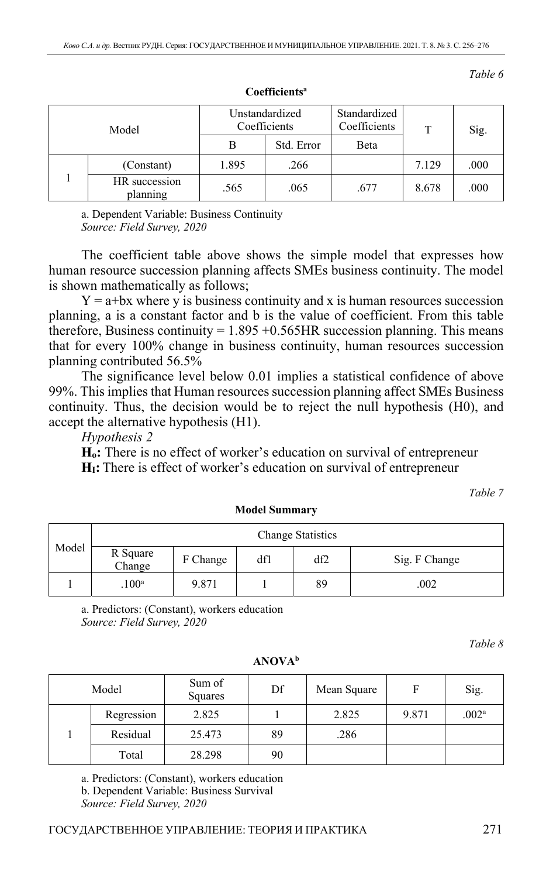*Table 6*

**Coefficients[a]**

| Model | | Unstandardized Coefficients | | Standardized Coefficients | T | Sig. |
|---|---|---|---|---|---|---|
| | | B | Std. Error | Beta | | |
| 1 | (Constant) | 1.895 | .266 | | 7.129 | .000 |
| | HR succession planning | .565 | .065 | .677 | 8.678 | .000 |

a. Dependent Variable: Business Continuity
*Source: Field Survey, 2020*

The coefficient table above shows the simple model that expresses how human resource succession planning affects SMEs business continuity. The model is shown mathematically as follows;

$Y = a+bx$ where y is business continuity and x is human resources succession planning, a is a constant factor and b is the value of coefficient. From this table therefore, Business continuity = 1.895 +0.565HR succession planning. This means that for every 100% change in business continuity, human resources succession planning contributed 56.5%

The significance level below 0.01 implies a statistical confidence of above 99%. This implies that Human resources succession planning affect SMEs Business continuity. Thus, the decision would be to reject the null hypothesis (H0), and accept the alternative hypothesis (H1).

*Hypothesis 2*

**$H_o$:** There is no effect of worker's education on survival of entrepreneur

**$H_I$:** There is effect of worker's education on survival of entrepreneur

*Table 7*

**Model Summary**

| Model | Change Statistics | | | | |
|---|---|---|---|---|---|
| | R Square Change | F Change | df1 | df2 | Sig. F Change |
| 1 | .100[a] | 9.871 | 1 | 89 | .002 |

a. Predictors: (Constant), workers education
*Source: Field Survey, 2020*

*Table 8*

**ANOVA[b]**

| Model | | Sum of Squares | Df | Mean Square | F | Sig. |
|---|---|---|---|---|---|---|
| 1 | Regression | 2.825 | 1 | 2.825 | 9.871 | .002[a] |
| | Residual | 25.473 | 89 | .286 | | |
| | Total | 28.298 | 90 | | | |

a. Predictors: (Constant), workers education
b. Dependent Variable: Business Survival
*Source: Field Survey, 2020*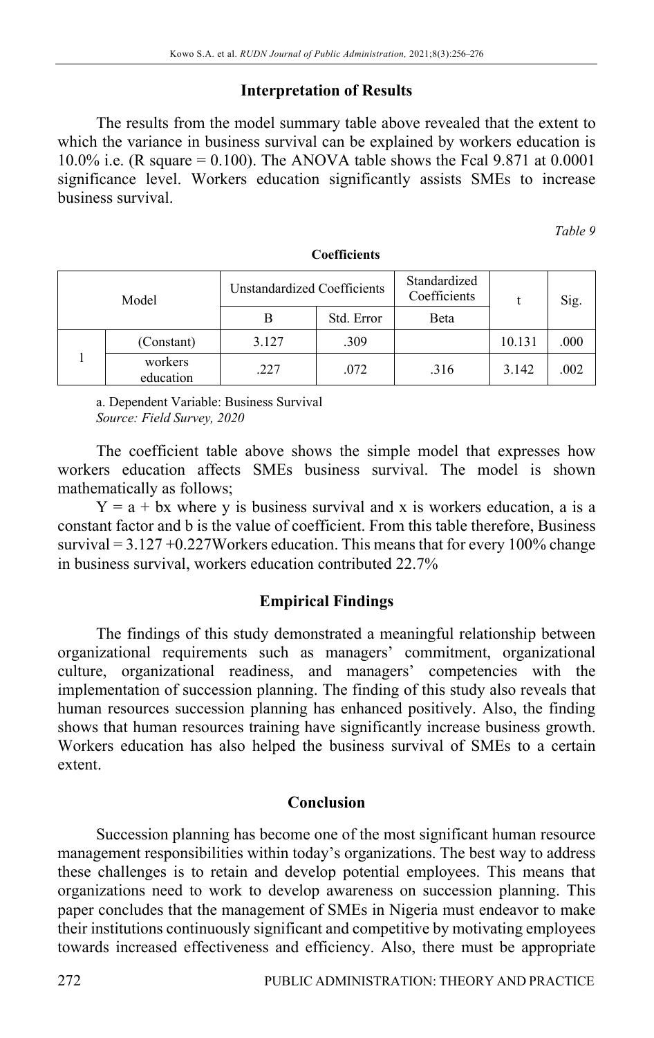### Interpretation of Results

The results from the model summary table above revealed that the extent to which the variance in business survival can be explained by workers education is 10.0% i.e. (R square = 0.100). The ANOVA table shows the Fcal 9.871 at 0.0001 significance level. Workers education significantly assists SMEs to increase business survival.

*Table 9*

**Coefficients**

| Model | | Unstandardized Coefficients | | Standardized Coefficients | t | Sig. |
|---|---|---|---|---|---|---|
| | | B | Std. Error | Beta | | |
| 1 | (Constant) | 3.127 | .309 | | 10.131 | .000 |
| | workers education | .227 | .072 | .316 | 3.142 | .002 |

a. Dependent Variable: Business Survival
*Source: Field Survey, 2020*

The coefficient table above shows the simple model that expresses how workers education affects SMEs business survival. The model is shown mathematically as follows;

$Y = a + bx$ where y is business survival and x is workers education, a is a constant factor and b is the value of coefficient. From this table therefore, Business survival = 3.127 +0.227Workers education. This means that for every 100% change in business survival, workers education contributed 22.7%

### Empirical Findings

The findings of this study demonstrated a meaningful relationship between organizational requirements such as managers' commitment, organizational culture, organizational readiness, and managers' competencies with the implementation of succession planning. The finding of this study also reveals that human resources succession planning has enhanced positively. Also, the finding shows that human resources training have significantly increase business growth. Workers education has also helped the business survival of SMEs to a certain extent.

### Conclusion

Succession planning has become one of the most significant human resource management responsibilities within today's organizations. The best way to address these challenges is to retain and develop potential employees. This means that organizations need to work to develop awareness on succession planning. This paper concludes that the management of SMEs in Nigeria must endeavor to make their institutions continuously significant and competitive by motivating employees towards increased effectiveness and efficiency. Also, there must be appropriate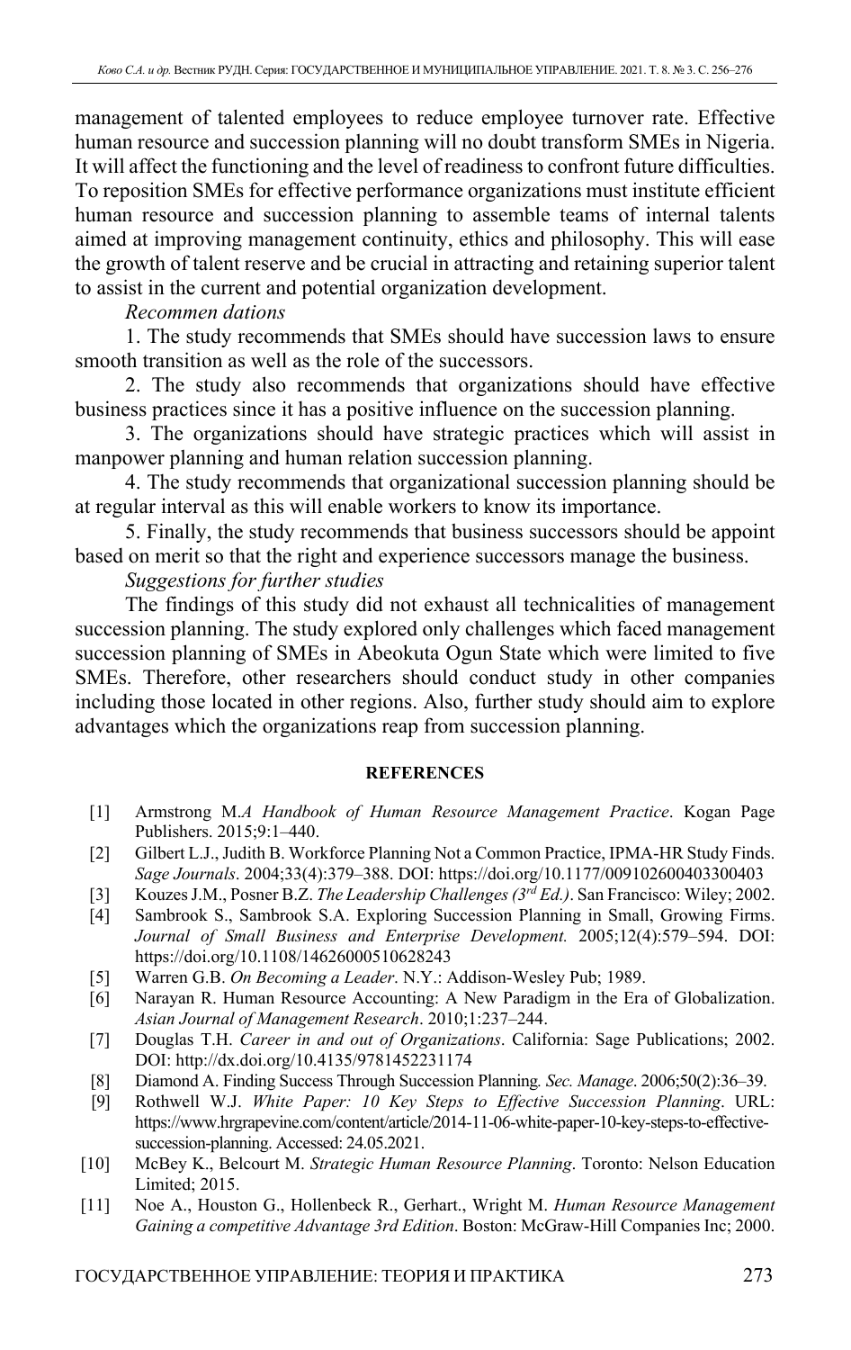management of talented employees to reduce employee turnover rate. Effective human resource and succession planning will no doubt transform SMEs in Nigeria. It will affect the functioning and the level of readiness to confront future difficulties. To reposition SMEs for effective performance organizations must institute efficient human resource and succession planning to assemble teams of internal talents aimed at improving management continuity, ethics and philosophy. This will ease the growth of talent reserve and be crucial in attracting and retaining superior talent to assist in the current and potential organization development.

*Recommen dations*

1. The study recommends that SMEs should have succession laws to ensure smooth transition as well as the role of the successors.

2. The study also recommends that organizations should have effective business practices since it has a positive influence on the succession planning.

3. The organizations should have strategic practices which will assist in manpower planning and human relation succession planning.

4. The study recommends that organizational succession planning should be at regular interval as this will enable workers to know its importance.

5. Finally, the study recommends that business successors should be appoint based on merit so that the right and experience successors manage the business.

*Suggestions for further studies*

The findings of this study did not exhaust all technicalities of management succession planning. The study explored only challenges which faced management succession planning of SMEs in Abeokuta Ogun State which were limited to five SMEs. Therefore, other researchers should conduct study in other companies including those located in other regions. Also, further study should aim to explore advantages which the organizations reap from succession planning.

## REFERENCES

[1] Armstrong M.*A Handbook of Human Resource Management Practice*. Kogan Page Publishers. 2015;9:1–440.

[2] Gilbert L.J., Judith B. Workforce Planning Not a Common Practice, IPMA-HR Study Finds. *Sage Journals*. 2004;33(4):379–388. DOI: https://doi.org/10.1177/009102600403300403

[3] Kouzes J.M., Posner B.Z. *The Leadership Challenges (3rd Ed.)*. San Francisco: Wiley; 2002.

[4] Sambrook S., Sambrook S.A. Exploring Succession Planning in Small, Growing Firms. *Journal of Small Business and Enterprise Development.* 2005;12(4):579–594. DOI: https://doi.org/10.1108/14626000510628243

[5] Warren G.B. *On Becoming a Leader*. N.Y.: Addison-Wesley Pub; 1989.

[6] Narayan R. Human Resource Accounting: A New Paradigm in the Era of Globalization. *Asian Journal of Management Research*. 2010;1:237–244.

[7] Douglas T.H. *Career in and out of Organizations*. California: Sage Publications; 2002. DOI: http://dx.doi.org/10.4135/9781452231174

[8] Diamond A. Finding Success Through Succession Planning. *Sec. Manage*. 2006;50(2):36–39.

[9] Rothwell W.J. *White Paper: 10 Key Steps to Effective Succession Planning*. URL: https://www.hrgrapevine.com/content/article/2014-11-06-white-paper-10-key-steps-to-effective-succession-planning. Accessed: 24.05.2021.

[10] McBey K., Belcourt M. *Strategic Human Resource Planning*. Toronto: Nelson Education Limited; 2015.

[11] Noe A., Houston G., Hollenbeck R., Gerhart., Wright M. *Human Resource Management Gaining a competitive Advantage 3rd Edition*. Boston: McGraw-Hill Companies Inc; 2000.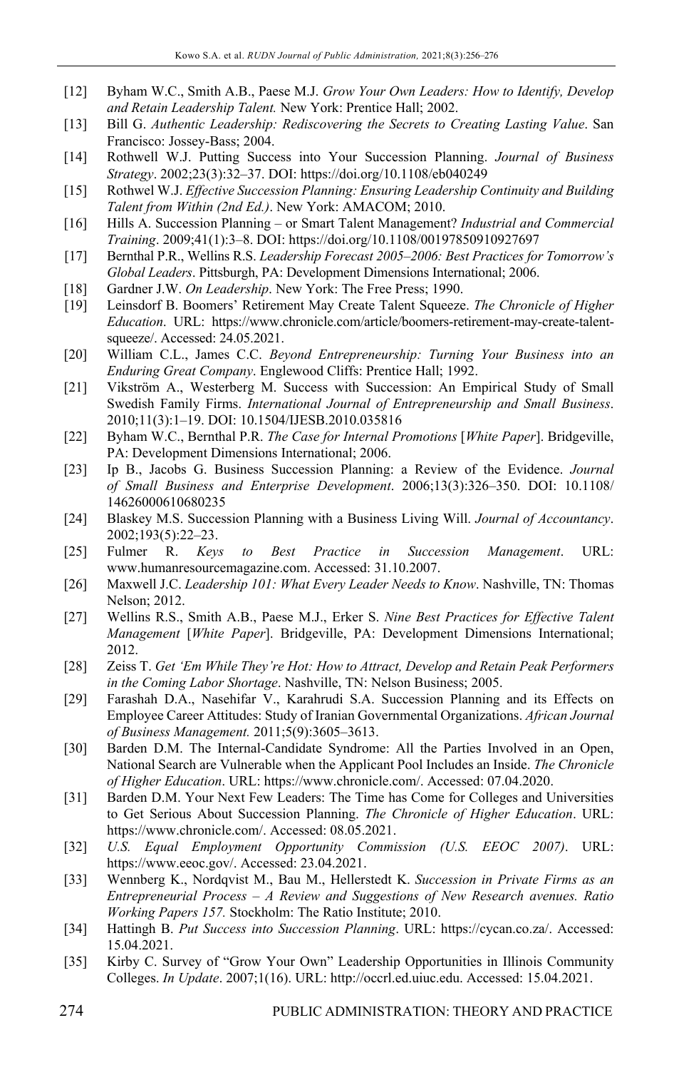[12] Byham W.C., Smith A.B., Paese M.J. *Grow Your Own Leaders: How to Identify, Develop and Retain Leadership Talent.* New York: Prentice Hall; 2002.

[13] Bill G. *Authentic Leadership: Rediscovering the Secrets to Creating Lasting Value*. San Francisco: Jossey-Bass; 2004.

[14] Rothwell W.J. Putting Success into Your Succession Planning. *Journal of Business Strategy*. 2002;23(3):32–37. DOI: https://doi.org/10.1108/eb040249

[15] Rothwel W.J. *Effective Succession Planning: Ensuring Leadership Continuity and Building Talent from Within (2nd Ed.)*. New York: AMACOM; 2010.

[16] Hills A. Succession Planning – or Smart Talent Management? *Industrial and Commercial Training*. 2009;41(1):3–8. DOI: https://doi.org/10.1108/00197850910927697

[17] Bernthal P.R., Wellins R.S. *Leadership Forecast 2005–2006: Best Practices for Tomorrow's Global Leaders*. Pittsburgh, PA: Development Dimensions International; 2006.

[18] Gardner J.W. *On Leadership*. New York: The Free Press; 1990.

[19] Leinsdorf B. Boomers' Retirement May Create Talent Squeeze. *The Chronicle of Higher Education*. URL: https://www.chronicle.com/article/boomers-retirement-may-create-talent-squeeze/. Accessed: 24.05.2021.

[20] William C.L., James C.C. *Beyond Entrepreneurship: Turning Your Business into an Enduring Great Company*. Englewood Cliffs: Prentice Hall; 1992.

[21] Vikström A., Westerberg M. Success with Succession: An Empirical Study of Small Swedish Family Firms. *International Journal of Entrepreneurship and Small Business*. 2010;11(3):1–19. DOI: 10.1504/IJESB.2010.035816

[22] Byham W.C., Bernthal P.R. *The Case for Internal Promotions* [*White Paper*]. Bridgeville, PA: Development Dimensions International; 2006.

[23] Ip B., Jacobs G. Business Succession Planning: a Review of the Evidence. *Journal of Small Business and Enterprise Development*. 2006;13(3):326–350. DOI: 10.1108/14626000610680235

[24] Blaskey M.S. Succession Planning with a Business Living Will. *Journal of Accountancy*. 2002;193(5):22–23.

[25] Fulmer R. *Keys to Best Practice in Succession Management*. URL: www.humanresourcemagazine.com. Accessed: 31.10.2007.

[26] Maxwell J.C. *Leadership 101: What Every Leader Needs to Know*. Nashville, TN: Thomas Nelson; 2012.

[27] Wellins R.S., Smith A.B., Paese M.J., Erker S. *Nine Best Practices for Effective Talent Management* [*White Paper*]. Bridgeville, PA: Development Dimensions International; 2012.

[28] Zeiss T. *Get 'Em While They're Hot: How to Attract, Develop and Retain Peak Performers in the Coming Labor Shortage*. Nashville, TN: Nelson Business; 2005.

[29] Farashah D.A., Nasehifar V., Karahrudi S.A. Succession Planning and its Effects on Employee Career Attitudes: Study of Iranian Governmental Organizations. *African Journal of Business Management.* 2011;5(9):3605–3613.

[30] Barden D.M. The Internal-Candidate Syndrome: All the Parties Involved in an Open, National Search are Vulnerable when the Applicant Pool Includes an Inside. *The Chronicle of Higher Education*. URL: https://www.chronicle.com/. Accessed: 07.04.2020.

[31] Barden D.M. Your Next Few Leaders: The Time has Come for Colleges and Universities to Get Serious About Succession Planning. *The Chronicle of Higher Education*. URL: https://www.chronicle.com/. Accessed: 08.05.2021.

[32] *U.S. Equal Employment Opportunity Commission (U.S. EEOC 2007)*. URL: https://www.eeoc.gov/. Accessed: 23.04.2021.

[33] Wennberg K., Nordqvist M., Bau M., Hellerstedt K. *Succession in Private Firms as an Entrepreneurial Process – A Review and Suggestions of New Research avenues. Ratio Working Papers 157.* Stockholm: The Ratio Institute; 2010.

[34] Hattingh B. *Put Success into Succession Planning*. URL: https://cycan.co.za/. Accessed: 15.04.2021.

[35] Kirby C. Survey of "Grow Your Own" Leadership Opportunities in Illinois Community Colleges. *In Update*. 2007;1(16). URL: http://occrl.ed.uiuc.edu. Accessed: 15.04.2021.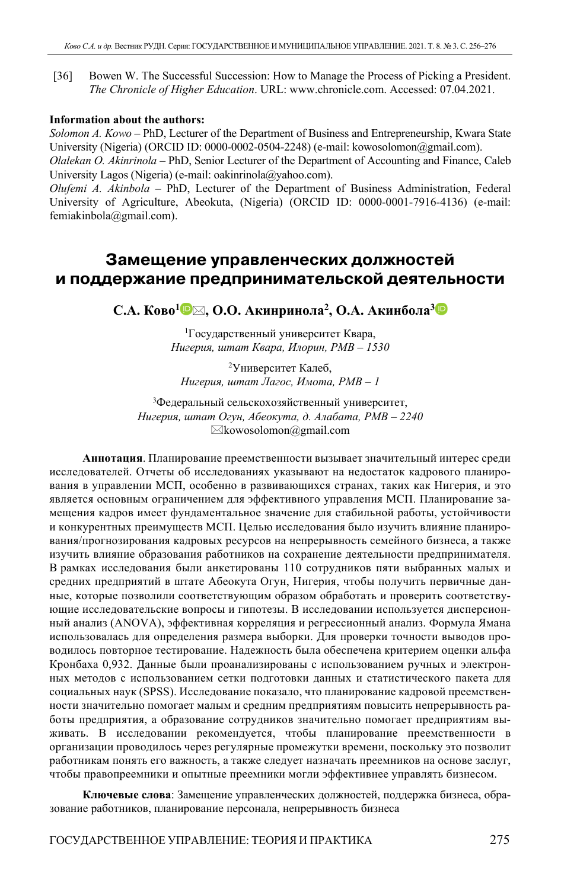[36] Bowen W. The Successful Succession: How to Manage the Process of Picking a President. *The Chronicle of Higher Education*. URL: www.chronicle.com. Accessed: 07.04.2021.

**Information about the authors:**

*Solomon A. Kowo* – PhD, Lecturer of the Department of Business and Entrepreneurship, Kwara State University (Nigeria) (ORCID ID: 0000-0002-0504-2248) (e-mail: kowosolomon@gmail.com).

*Olalekan O. Akinrinola* – PhD, Senior Lecturer of the Department of Accounting and Finance, Caleb University Lagos (Nigeria) (e-mail: oakinrinola@yahoo.com).

*Olufemi A. Akinbola* – PhD, Lecturer of the Department of Business Administration, Federal University of Agriculture, Abeokuta, (Nigeria) (ORCID ID: 0000-0001-7916-4136) (e-mail: femiakinbola@gmail.com).

# Замещение управленческих должностей и поддержание предпринимательской деятельности

**С.А. Ково[1]✉, О.О. Акинринола[2], О.А. Акинбола[3]**

[1]Государственный университет Квара,
*Нигерия, штат Квара, Илорин, PMB – 1530*

[2]Университет Калеб,
*Нигерия, штат Лагос, Имота, PMB – 1*

[3]Федеральный сельскохозяйственный университет,
*Нигерия, штат Огун, Абеокута, д. Алабата, PMB – 2240*
✉kowosolomon@gmail.com

**Аннотация**. Планирование преемственности вызывает значительный интерес среди исследователей. Отчеты об исследованиях указывают на недостаток кадрового планирования в управлении МСП, особенно в развивающихся странах, таких как Нигерия, и это является основным ограничением для эффективного управления МСП. Планирование замещения кадров имеет фундаментальное значение для стабильной работы, устойчивости и конкурентных преимуществ МСП. Целью исследования было изучить влияние планирования/прогнозирования кадровых ресурсов на непрерывность семейного бизнеса, а также изучить влияние образования работников на сохранение деятельности предпринимателя. В рамках исследования были анкетированы 110 сотрудников пяти выбранных малых и средних предприятий в штате Абеокута Огун, Нигерия, чтобы получить первичные данные, которые позволили соответствующим образом обработать и проверить соответствующие исследовательские вопросы и гипотезы. В исследовании используется дисперсионный анализ (ANOVA), эффективная корреляция и регрессионный анализ. Формула Ямана использовалась для определения размера выборки. Для проверки точности выводов проводилось повторное тестирование. Надежность была обеспечена критерием оценки альфа Кронбаха 0,932. Данные были проанализированы с использованием ручных и электронных методов с использованием сетки подготовки данных и статистического пакета для социальных наук (SPSS). Исследование показало, что планирование кадровой преемственности значительно помогает малым и средним предприятиям повысить непрерывность работы предприятия, а образование сотрудников значительно помогает предприятиям выживать. В исследовании рекомендуется, чтобы планирование преемственности в организации проводилось через регулярные промежутки времени, поскольку это позволит работникам понять его важность, а также следует назначать преемников на основе заслуг, чтобы правопреемники и опытные преемники могли эффективнее управлять бизнесом.

**Ключевые слова**: Замещение управленческих должностей, поддержка бизнеса, образование работников, планирование персонала, непрерывность бизнеса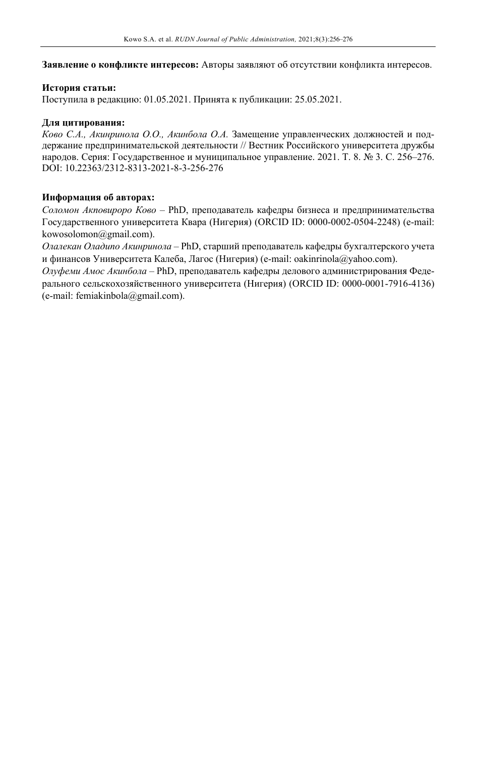**Заявление о конфликте интересов:** Авторы заявляют об отсутствии конфликта интересов.

**История статьи:**
Поступила в редакцию: 01.05.2021. Принята к публикации: 25.05.2021.

**Для цитирования:**
*Ково С.А., Акинринола О.О., Акинбола О.А.* Замещение управленческих должностей и поддержание предпринимательской деятельности // Вестник Российского университета дружбы народов. Серия: Государственное и муниципальное управление. 2021. Т. 8. № 3. С. 256–276. DOI: 10.22363/2312-8313-2021-8-3-256-276

**Информация об авторах:**
*Соломон Акповироро Ково* – PhD, преподаватель кафедры бизнеса и предпринимательства Государственного университета Квара (Нигерия) (ORCID ID: 0000-0002-0504-2248) (e-mail: kowosolomon@gmail.com).
*Олалекан Оладипо Акинринола* – PhD, старший преподаватель кафедры бухгалтерского учета и финансов Университета Калеба, Лагос (Нигерия) (e-mail: oakinrinola@yahoo.com).
*Олуфеми Амос Акинбола* – PhD, преподаватель кафедры делового администрирования Федерального сельскохозяйственного университета (Нигерия) (ORCID ID: 0000-0001-7916-4136) (e-mail: femiakinbola@gmail.com).